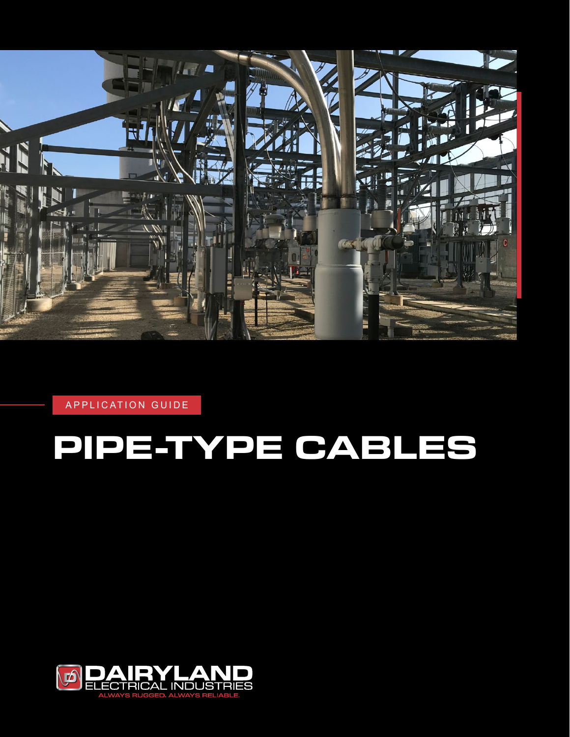APPLICATION GUIDE

# PIPE-TYPE CABLES

DAIRYLAND ELECTRICAL INDUSTRIES

ALWAYS RUGGED. ALWAYS RELIABLE.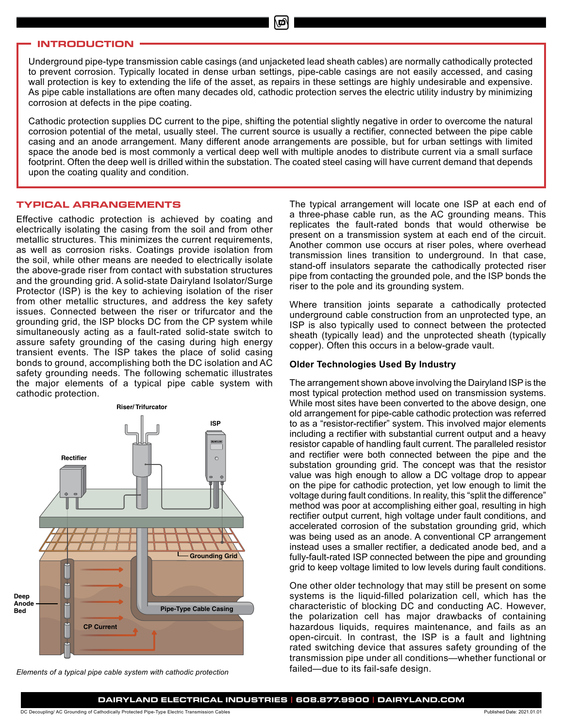## INTRODUCTION

Underground pipe-type transmission cable casings (and unjacketed lead sheath cables) are normally cathodically protected to prevent corrosion. Typically located in dense urban settings, pipe-cable casings are not easily accessed, and casing wall protection is key to extending the life of the asset, as repairs in these settings are highly undesirable and expensive. As pipe cable installations are often many decades old, cathodic protection serves the electric utility industry by minimizing corrosion at defects in the pipe coating.

Cathodic protection supplies DC current to the pipe, shifting the potential slightly negative in order to overcome the natural corrosion potential of the metal, usually steel. The current source is usually a rectifier, connected between the pipe cable casing and an anode arrangement. Many different anode arrangements are possible, but for urban settings with limited space the anode bed is most commonly a vertical deep well with multiple anodes to distribute current via a small surface footprint. Often the deep well is drilled within the substation. The coated steel casing will have current demand that depends upon the coating quality and condition.

## TYPICAL ARRANGEMENTS

Effective cathodic protection is achieved by coating and electrically isolating the casing from the soil and from other metallic structures. This minimizes the current requirements, as well as corrosion risks. Coatings provide isolation from the soil, while other means are needed to electrically isolate the above-grade riser from contact with substation structures and the grounding grid. A solid-state Dairyland Isolator/Surge Protector (ISP) is the key to achieving isolation of the riser from other metallic structures, and address the key safety issues. Connected between the riser or trifurcator and the grounding grid, the ISP blocks DC from the CP system while simultaneously acting as a fault-rated solid-state switch to assure safety grounding of the casing during high energy transient events. The ISP takes the place of solid casing bonds to ground, accomplishing both the DC isolation and AC safety grounding needs. The following schematic illustrates the major elements of a typical pipe cable system with cathodic protection.

Riser/ Trifurcator
ISP
Rectifier
Grounding Grid
Deep Anode Bed
Pipe-Type Cable Casing
CP Current

*Elements of a typical pipe cable system with cathodic protection*

The typical arrangement will locate one ISP at each end of a three-phase cable run, as the AC grounding means. This replicates the fault-rated bonds that would otherwise be present on a transmission system at each end of the circuit. Another common use occurs at riser poles, where overhead transmission lines transition to underground. In that case, stand-off insulators separate the cathodically protected riser pipe from contacting the grounded pole, and the ISP bonds the riser to the pole and its grounding system.

Where transition joints separate a cathodically protected underground cable construction from an unprotected type, an ISP is also typically used to connect between the protected sheath (typically lead) and the unprotected sheath (typically copper). Often this occurs in a below-grade vault.

### Older Technologies Used By Industry

The arrangement shown above involving the Dairyland ISP is the most typical protection method used on transmission systems. While most sites have been converted to the above design, one old arrangement for pipe-cable cathodic protection was referred to as a "resistor-rectifier" system. This involved major elements including a rectifier with substantial current output and a heavy resistor capable of handling fault current. The paralleled resistor and rectifier were both connected between the pipe and the substation grounding grid. The concept was that the resistor value was high enough to allow a DC voltage drop to appear on the pipe for cathodic protection, yet low enough to limit the voltage during fault conditions. In reality, this "split the difference" method was poor at accomplishing either goal, resulting in high rectifier output current, high voltage under fault conditions, and accelerated corrosion of the substation grounding grid, which was being used as an anode. A conventional CP arrangement instead uses a smaller rectifier, a dedicated anode bed, and a fully-fault-rated ISP connected between the pipe and grounding grid to keep voltage limited to low levels during fault conditions.

One other older technology that may still be present on some systems is the liquid-filled polarization cell, which has the characteristic of blocking DC and conducting AC. However, the polarization cell has major drawbacks of containing hazardous liquids, requires maintenance, and fails as an open-circuit. In contrast, the ISP is a fault and lightning rated switching device that assures safety grounding of the transmission pipe under all conditions—whether functional or failed—due to its fail-safe design.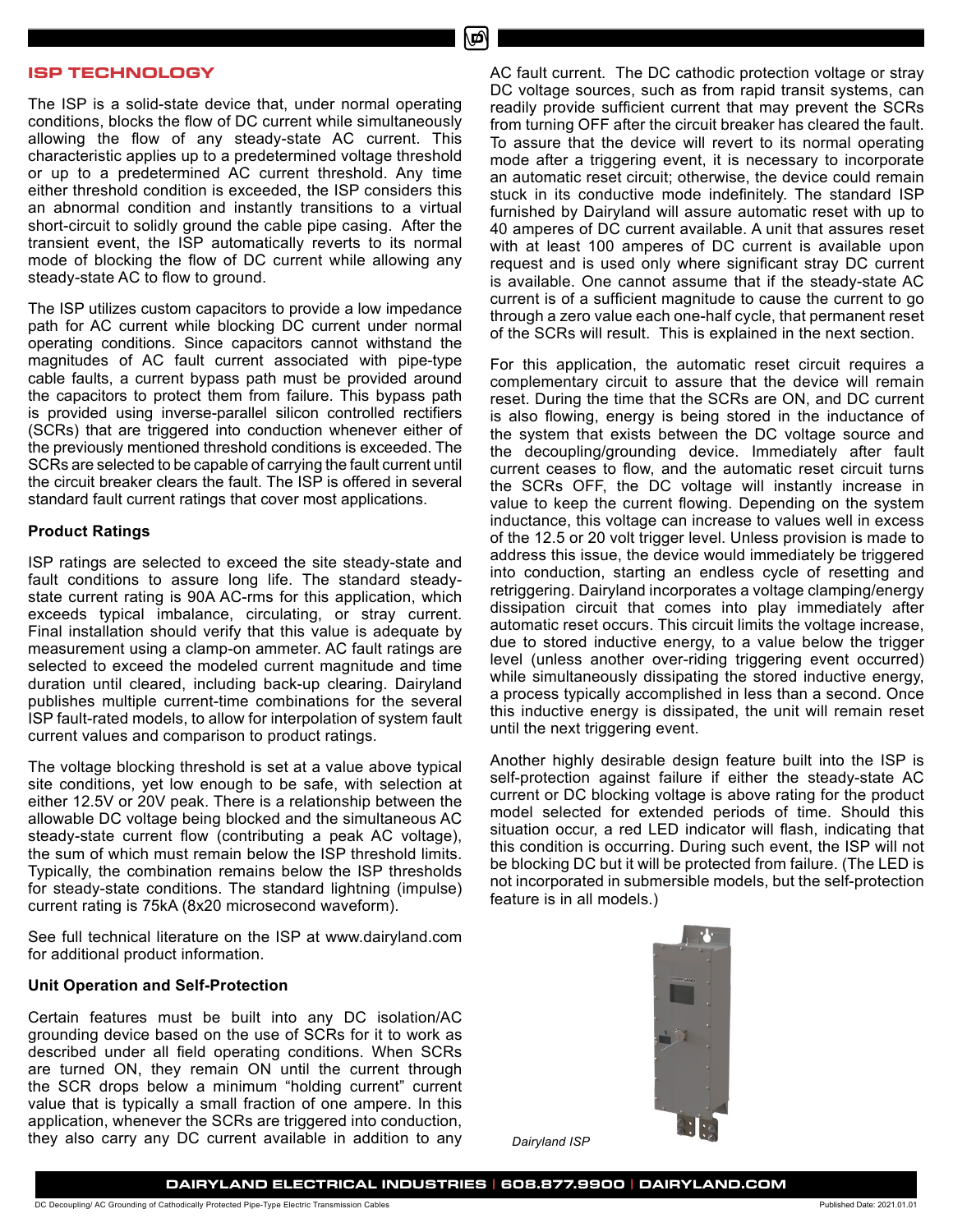## ISP TECHNOLOGY

The ISP is a solid-state device that, under normal operating conditions, blocks the flow of DC current while simultaneously allowing the flow of any steady-state AC current. This characteristic applies up to a predetermined voltage threshold or up to a predetermined AC current threshold. Any time either threshold condition is exceeded, the ISP considers this an abnormal condition and instantly transitions to a virtual short-circuit to solidly ground the cable pipe casing. After the transient event, the ISP automatically reverts to its normal mode of blocking the flow of DC current while allowing any steady-state AC to flow to ground.

The ISP utilizes custom capacitors to provide a low impedance path for AC current while blocking DC current under normal operating conditions. Since capacitors cannot withstand the magnitudes of AC fault current associated with pipe-type cable faults, a current bypass path must be provided around the capacitors to protect them from failure. This bypass path is provided using inverse-parallel silicon controlled rectifiers (SCRs) that are triggered into conduction whenever either of the previously mentioned threshold conditions is exceeded. The SCRs are selected to be capable of carrying the fault current until the circuit breaker clears the fault. The ISP is offered in several standard fault current ratings that cover most applications.

### Product Ratings

ISP ratings are selected to exceed the site steady-state and fault conditions to assure long life. The standard steady-state current rating is 90A AC-rms for this application, which exceeds typical imbalance, circulating, or stray current. Final installation should verify that this value is adequate by measurement using a clamp-on ammeter. AC fault ratings are selected to exceed the modeled current magnitude and time duration until cleared, including back-up clearing. Dairyland publishes multiple current-time combinations for the several ISP fault-rated models, to allow for interpolation of system fault current values and comparison to product ratings.

The voltage blocking threshold is set at a value above typical site conditions, yet low enough to be safe, with selection at either 12.5V or 20V peak. There is a relationship between the allowable DC voltage being blocked and the simultaneous AC steady-state current flow (contributing a peak AC voltage), the sum of which must remain below the ISP threshold limits. Typically, the combination remains below the ISP thresholds for steady-state conditions. The standard lightning (impulse) current rating is 75kA (8x20 microsecond waveform).

See full technical literature on the ISP at www.dairyland.com for additional product information.

### Unit Operation and Self-Protection

Certain features must be built into any DC isolation/AC grounding device based on the use of SCRs for it to work as described under all field operating conditions. When SCRs are turned ON, they remain ON until the current through the SCR drops below a minimum "holding current" current value that is typically a small fraction of one ampere. In this application, whenever the SCRs are triggered into conduction, they also carry any DC current available in addition to any AC fault current. The DC cathodic protection voltage or stray DC voltage sources, such as from rapid transit systems, can readily provide sufficient current that may prevent the SCRs from turning OFF after the circuit breaker has cleared the fault. To assure that the device will revert to its normal operating mode after a triggering event, it is necessary to incorporate an automatic reset circuit; otherwise, the device could remain stuck in its conductive mode indefinitely. The standard ISP furnished by Dairyland will assure automatic reset with up to 40 amperes of DC current available. A unit that assures reset with at least 100 amperes of DC current is available upon request and is used only where significant stray DC current is available. One cannot assume that if the steady-state AC current is of a sufficient magnitude to cause the current to go through a zero value each one-half cycle, that permanent reset of the SCRs will result. This is explained in the next section.

For this application, the automatic reset circuit requires a complementary circuit to assure that the device will remain reset. During the time that the SCRs are ON, and DC current is also flowing, energy is being stored in the inductance of the system that exists between the DC voltage source and the decoupling/grounding device. Immediately after fault current ceases to flow, and the automatic reset circuit turns the SCRs OFF, the DC voltage will instantly increase in value to keep the current flowing. Depending on the system inductance, this voltage can increase to values well in excess of the 12.5 or 20 volt trigger level. Unless provision is made to address this issue, the device would immediately be triggered into conduction, starting an endless cycle of resetting and retriggering. Dairyland incorporates a voltage clamping/energy dissipation circuit that comes into play immediately after automatic reset occurs. This circuit limits the voltage increase, due to stored inductive energy, to a value below the trigger level (unless another over-riding triggering event occurred) while simultaneously dissipating the stored inductive energy, a process typically accomplished in less than a second. Once this inductive energy is dissipated, the unit will remain reset until the next triggering event.

Another highly desirable design feature built into the ISP is self-protection against failure if either the steady-state AC current or DC blocking voltage is above rating for the product model selected for extended periods of time. Should this situation occur, a red LED indicator will flash, indicating that this condition is occurring. During such event, the ISP will not be blocking DC but it will be protected from failure. (The LED is not incorporated in submersible models, but the self-protection feature is in all models.)

*Dairyland ISP*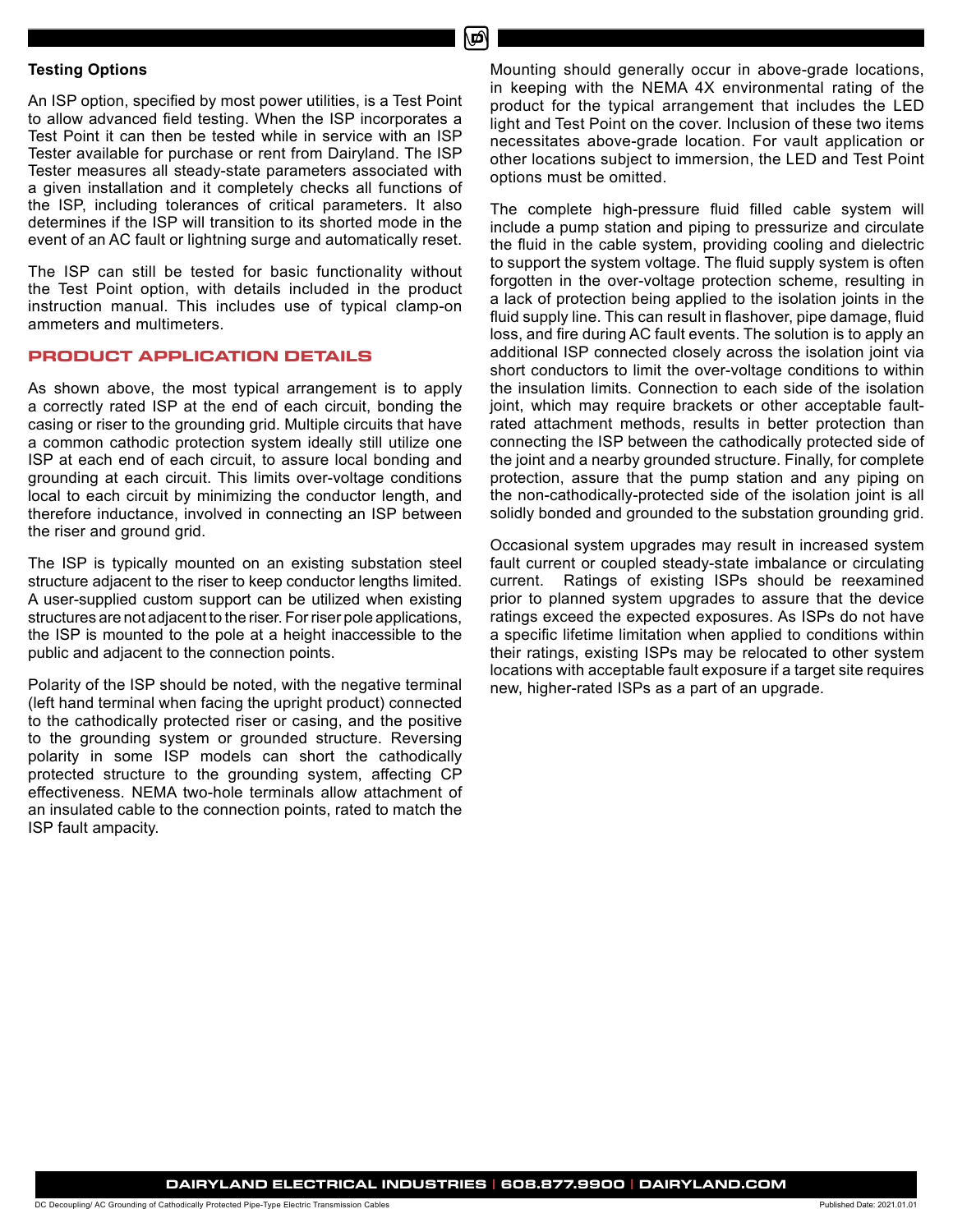**Testing Options**

An ISP option, specified by most power utilities, is a Test Point to allow advanced field testing. When the ISP incorporates a Test Point it can then be tested while in service with an ISP Tester available for purchase or rent from Dairyland. The ISP Tester measures all steady-state parameters associated with a given installation and it completely checks all functions of the ISP, including tolerances of critical parameters. It also determines if the ISP will transition to its shorted mode in the event of an AC fault or lightning surge and automatically reset.

The ISP can still be tested for basic functionality without the Test Point option, with details included in the product instruction manual. This includes use of typical clamp-on ammeters and multimeters.

## PRODUCT APPLICATION DETAILS

As shown above, the most typical arrangement is to apply a correctly rated ISP at the end of each circuit, bonding the casing or riser to the grounding grid. Multiple circuits that have a common cathodic protection system ideally still utilize one ISP at each end of each circuit, to assure local bonding and grounding at each circuit. This limits over-voltage conditions local to each circuit by minimizing the conductor length, and therefore inductance, involved in connecting an ISP between the riser and ground grid.

The ISP is typically mounted on an existing substation steel structure adjacent to the riser to keep conductor lengths limited. A user-supplied custom support can be utilized when existing structures are not adjacent to the riser. For riser pole applications, the ISP is mounted to the pole at a height inaccessible to the public and adjacent to the connection points.

Polarity of the ISP should be noted, with the negative terminal (left hand terminal when facing the upright product) connected to the cathodically protected riser or casing, and the positive to the grounding system or grounded structure. Reversing polarity in some ISP models can short the cathodically protected structure to the grounding system, affecting CP effectiveness. NEMA two-hole terminals allow attachment of an insulated cable to the connection points, rated to match the ISP fault ampacity.

Mounting should generally occur in above-grade locations, in keeping with the NEMA 4X environmental rating of the product for the typical arrangement that includes the LED light and Test Point on the cover. Inclusion of these two items necessitates above-grade location. For vault application or other locations subject to immersion, the LED and Test Point options must be omitted.

The complete high-pressure fluid filled cable system will include a pump station and piping to pressurize and circulate the fluid in the cable system, providing cooling and dielectric to support the system voltage. The fluid supply system is often forgotten in the over-voltage protection scheme, resulting in a lack of protection being applied to the isolation joints in the fluid supply line. This can result in flashover, pipe damage, fluid loss, and fire during AC fault events. The solution is to apply an additional ISP connected closely across the isolation joint via short conductors to limit the over-voltage conditions to within the insulation limits. Connection to each side of the isolation joint, which may require brackets or other acceptable fault-rated attachment methods, results in better protection than connecting the ISP between the cathodically protected side of the joint and a nearby grounded structure. Finally, for complete protection, assure that the pump station and any piping on the non-cathodically-protected side of the isolation joint is all solidly bonded and grounded to the substation grounding grid.

Occasional system upgrades may result in increased system fault current or coupled steady-state imbalance or circulating current. Ratings of existing ISPs should be reexamined prior to planned system upgrades to assure that the device ratings exceed the expected exposures. As ISPs do not have a specific lifetime limitation when applied to conditions within their ratings, existing ISPs may be relocated to other system locations with acceptable fault exposure if a target site requires new, higher-rated ISPs as a part of an upgrade.